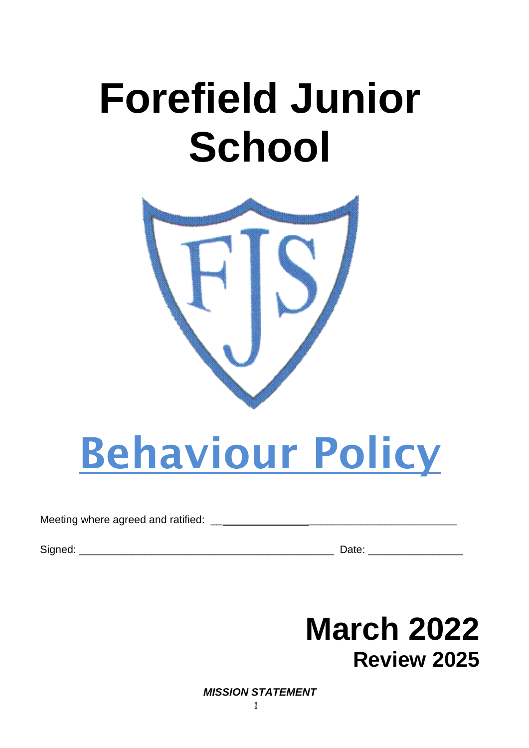# Forefield Junior School

FJS

# Behaviour Policy

Meeting where agreed and ratified: ________________________________________

Signed: ____________________________________________ Date: _______________

**March 2022**

**Review 2025**

***MISSION STATEMENT***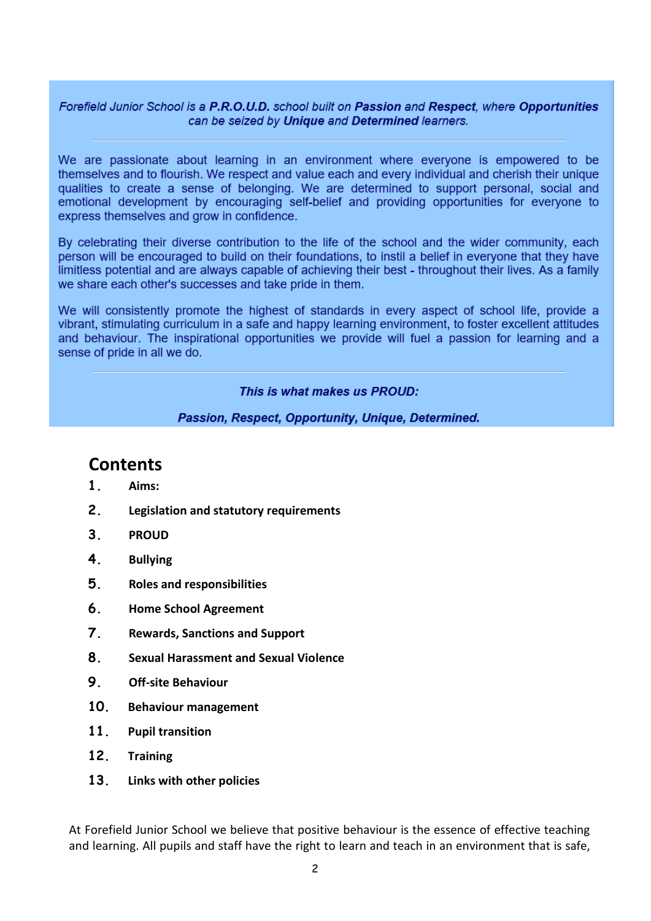*Forefield Junior School is a **P.R.O.U.D.** school built on **Passion** and **Respect**, where **Opportunities** can be seized by **Unique** and **Determined** learners.*

---

We are passionate about learning in an environment where everyone is empowered to be themselves and to flourish. We respect and value each and every individual and cherish their unique qualities to create a sense of belonging. We are determined to support personal, social and emotional development by encouraging self-belief and providing opportunities for everyone to express themselves and grow in confidence.

By celebrating their diverse contribution to the life of the school and the wider community, each person will be encouraged to build on their foundations, to instil a belief in everyone that they have limitless potential and are always capable of achieving their best - throughout their lives. As a family we share each other's successes and take pride in them.

We will consistently promote the highest of standards in every aspect of school life, provide a vibrant, stimulating curriculum in a safe and happy learning environment, to foster excellent attitudes and behaviour. The inspirational opportunities we provide will fuel a passion for learning and a sense of pride in all we do.

---

***This is what makes us PROUD:***

***Passion, Respect, Opportunity, Unique, Determined.***

## Contents

1. **Aims:**
2. **Legislation and statutory requirements**
3. **PROUD**
4. **Bullying**
5. **Roles and responsibilities**
6. **Home School Agreement**
7. **Rewards, Sanctions and Support**
8. **Sexual Harassment and Sexual Violence**
9. **Off-site Behaviour**
10. **Behaviour management**
11. **Pupil transition**
12. **Training**
13. **Links with other policies**

At Forefield Junior School we believe that positive behaviour is the essence of effective teaching and learning. All pupils and staff have the right to learn and teach in an environment that is safe,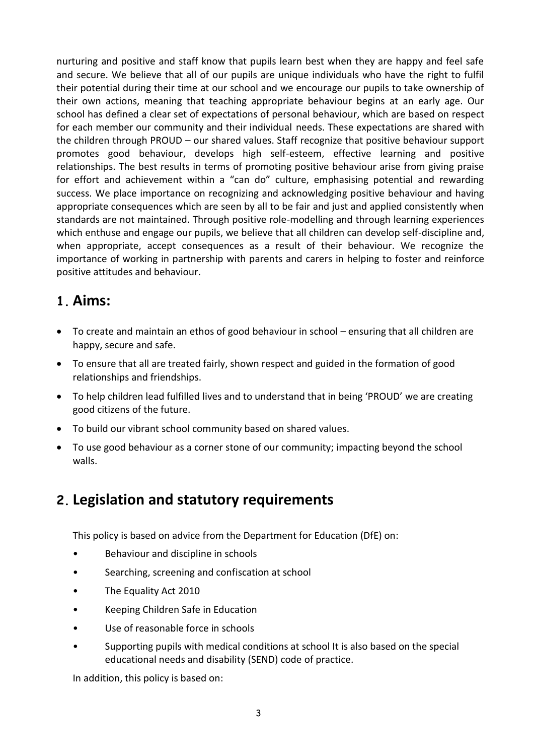nurturing and positive and staff know that pupils learn best when they are happy and feel safe and secure. We believe that all of our pupils are unique individuals who have the right to fulfil their potential during their time at our school and we encourage our pupils to take ownership of their own actions, meaning that teaching appropriate behaviour begins at an early age. Our school has defined a clear set of expectations of personal behaviour, which are based on respect for each member our community and their individual needs. These expectations are shared with the children through PROUD – our shared values. Staff recognize that positive behaviour support promotes good behaviour, develops high self-esteem, effective learning and positive relationships. The best results in terms of promoting positive behaviour arise from giving praise for effort and achievement within a "can do" culture, emphasising potential and rewarding success. We place importance on recognizing and acknowledging positive behaviour and having appropriate consequences which are seen by all to be fair and just and applied consistently when standards are not maintained. Through positive role-modelling and through learning experiences which enthuse and engage our pupils, we believe that all children can develop self-discipline and, when appropriate, accept consequences as a result of their behaviour. We recognize the importance of working in partnership with parents and carers in helping to foster and reinforce positive attitudes and behaviour.

## 1. Aims:

- To create and maintain an ethos of good behaviour in school – ensuring that all children are happy, secure and safe.
- To ensure that all are treated fairly, shown respect and guided in the formation of good relationships and friendships.
- To help children lead fulfilled lives and to understand that in being 'PROUD' we are creating good citizens of the future.
- To build our vibrant school community based on shared values.
- To use good behaviour as a corner stone of our community; impacting beyond the school walls.

## 2. Legislation and statutory requirements

This policy is based on advice from the Department for Education (DfE) on:

- Behaviour and discipline in schools
- Searching, screening and confiscation at school
- The Equality Act 2010
- Keeping Children Safe in Education
- Use of reasonable force in schools
- Supporting pupils with medical conditions at school It is also based on the special educational needs and disability (SEND) code of practice.

In addition, this policy is based on: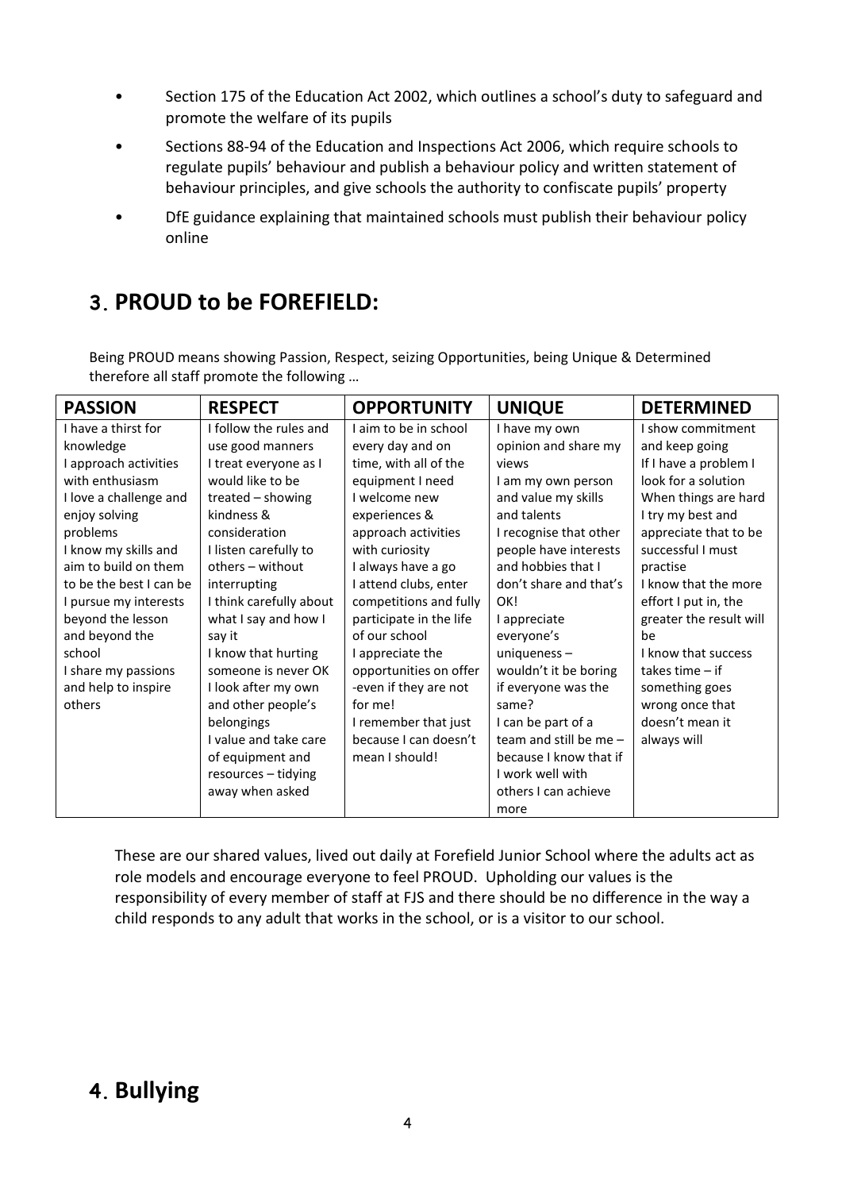- Section 175 of the Education Act 2002, which outlines a school's duty to safeguard and promote the welfare of its pupils
- Sections 88-94 of the Education and Inspections Act 2006, which require schools to regulate pupils' behaviour and publish a behaviour policy and written statement of behaviour principles, and give schools the authority to confiscate pupils' property
- DfE guidance explaining that maintained schools must publish their behaviour policy online

## 3. PROUD to be FOREFIELD:

Being PROUD means showing Passion, Respect, seizing Opportunities, being Unique & Determined therefore all staff promote the following …

| PASSION | RESPECT | OPPORTUNITY | UNIQUE | DETERMINED |
|---|---|---|---|---|
| I have a thirst for knowledge<br>I approach activities with enthusiasm<br>I love a challenge and enjoy solving problems<br>I know my skills and aim to build on them to be the best I can be<br>I pursue my interests beyond the lesson and beyond the school<br>I share my passions and help to inspire others | I follow the rules and use good manners<br>I treat everyone as I would like to be treated – showing kindness & consideration<br>I listen carefully to others – without interrupting<br>I think carefully about what I say and how I say it<br>I know that hurting someone is never OK<br>I look after my own and other people's belongings<br>I value and take care of equipment and resources – tidying away when asked | I aim to be in school every day and on time, with all of the equipment I need<br>I welcome new experiences & approach activities with curiosity<br>I always have a go<br>I attend clubs, enter competitions and fully participate in the life of our school<br>I appreciate the opportunities on offer -even if they are not for me!<br>I remember that just because I can doesn't mean I should! | I have my own opinion and share my views<br>I am my own person and value my skills and talents<br>I recognise that other people have interests and hobbies that I don't share and that's OK!<br>I appreciate everyone's uniqueness – wouldn't it be boring if everyone was the same?<br>I can be part of a team and still be me – because I know that if I work well with others I can achieve more | I show commitment and keep going<br>If I have a problem I look for a solution<br>When things are hard I try my best and appreciate that to be successful I must practise<br>I know that the more effort I put in, the greater the result will be<br>I know that success takes time – if something goes wrong once that doesn't mean it always will |

These are our shared values, lived out daily at Forefield Junior School where the adults act as role models and encourage everyone to feel PROUD. Upholding our values is the responsibility of every member of staff at FJS and there should be no difference in the way a child responds to any adult that works in the school, or is a visitor to our school.

## 4. Bullying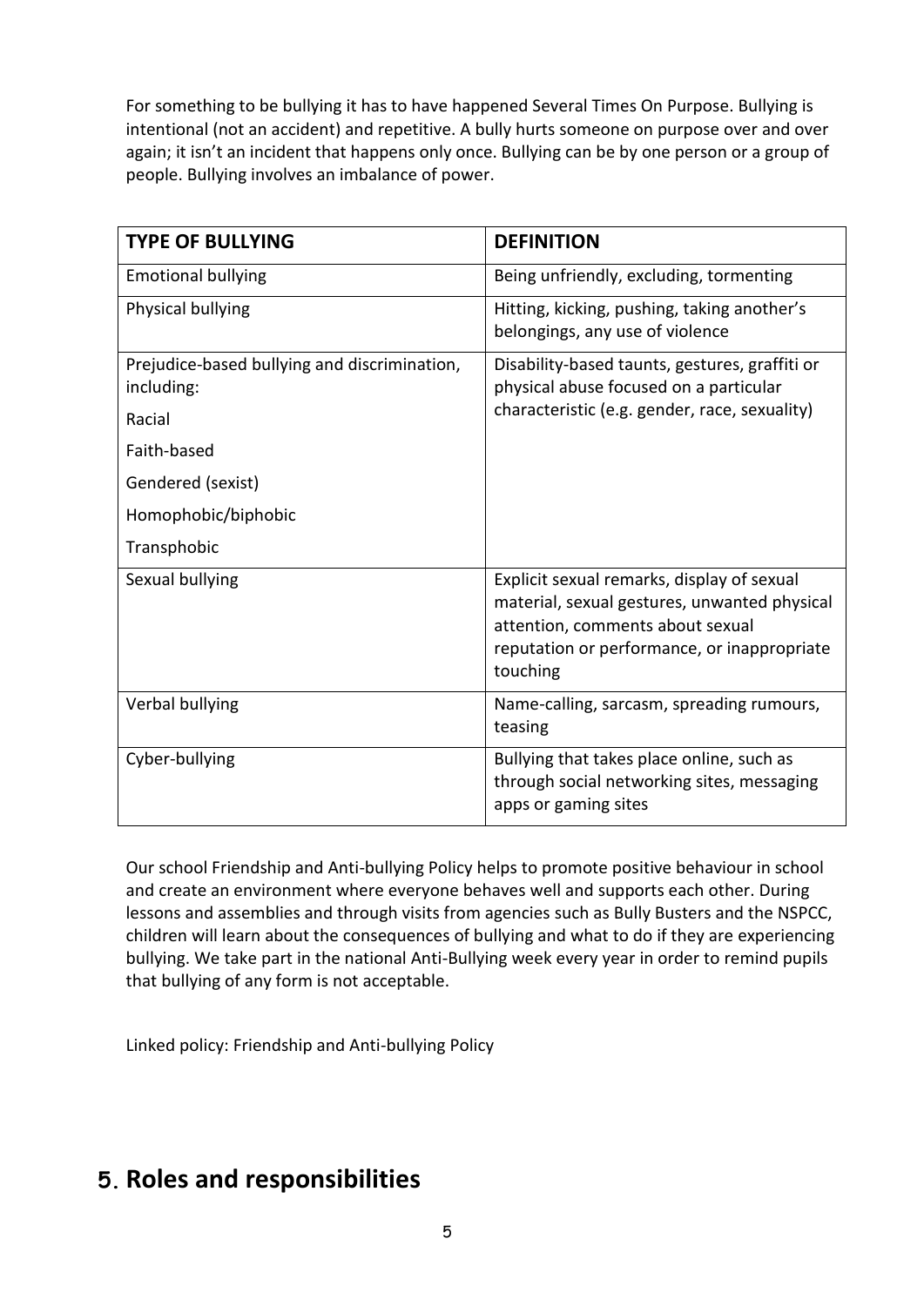For something to be bullying it has to have happened Several Times On Purpose. Bullying is intentional (not an accident) and repetitive. A bully hurts someone on purpose over and over again; it isn't an incident that happens only once. Bullying can be by one person or a group of people. Bullying involves an imbalance of power.

| **TYPE OF BULLYING** | **DEFINITION** |
|---|---|
| Emotional bullying | Being unfriendly, excluding, tormenting |
| Physical bullying | Hitting, kicking, pushing, taking another's belongings, any use of violence |
| Prejudice-based bullying and discrimination, including:<br>Racial<br>Faith-based<br>Gendered (sexist)<br>Homophobic/biphobic<br>Transphobic | Disability-based taunts, gestures, graffiti or physical abuse focused on a particular characteristic (e.g. gender, race, sexuality) |
| Sexual bullying | Explicit sexual remarks, display of sexual material, sexual gestures, unwanted physical attention, comments about sexual reputation or performance, or inappropriate touching |
| Verbal bullying | Name-calling, sarcasm, spreading rumours, teasing |
| Cyber-bullying | Bullying that takes place online, such as through social networking sites, messaging apps or gaming sites |

Our school Friendship and Anti-bullying Policy helps to promote positive behaviour in school and create an environment where everyone behaves well and supports each other. During lessons and assemblies and through visits from agencies such as Bully Busters and the NSPCC, children will learn about the consequences of bullying and what to do if they are experiencing bullying. We take part in the national Anti-Bullying week every year in order to remind pupils that bullying of any form is not acceptable.

Linked policy: Friendship and Anti-bullying Policy

# 5. Roles and responsibilities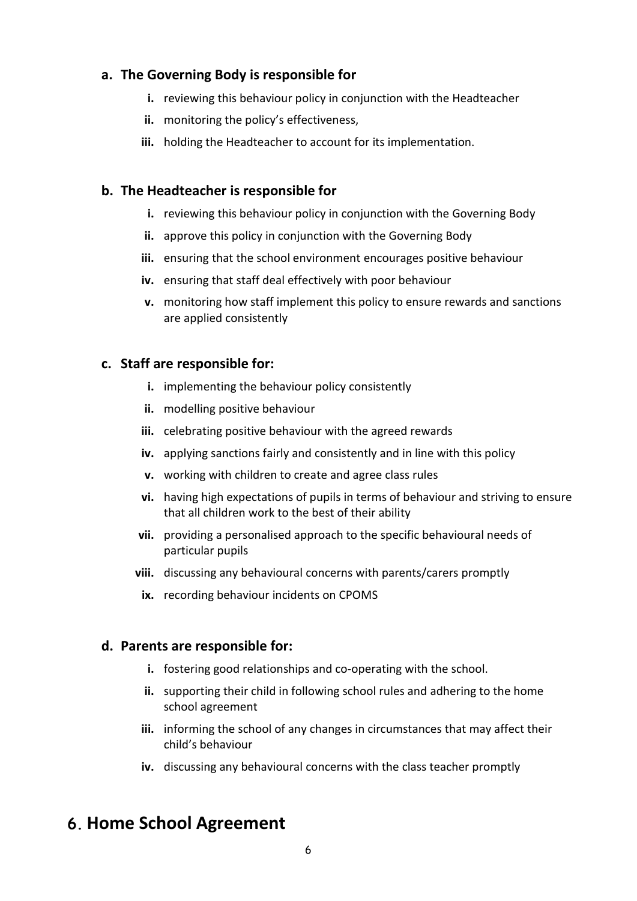### a. The Governing Body is responsible for

- **i.** reviewing this behaviour policy in conjunction with the Headteacher
- **ii.** monitoring the policy's effectiveness,
- **iii.** holding the Headteacher to account for its implementation.

### b. The Headteacher is responsible for

- **i.** reviewing this behaviour policy in conjunction with the Governing Body
- **ii.** approve this policy in conjunction with the Governing Body
- **iii.** ensuring that the school environment encourages positive behaviour
- **iv.** ensuring that staff deal effectively with poor behaviour
- **v.** monitoring how staff implement this policy to ensure rewards and sanctions are applied consistently

### c. Staff are responsible for:

- **i.** implementing the behaviour policy consistently
- **ii.** modelling positive behaviour
- **iii.** celebrating positive behaviour with the agreed rewards
- **iv.** applying sanctions fairly and consistently and in line with this policy
- **v.** working with children to create and agree class rules
- **vi.** having high expectations of pupils in terms of behaviour and striving to ensure that all children work to the best of their ability
- **vii.** providing a personalised approach to the specific behavioural needs of particular pupils
- **viii.** discussing any behavioural concerns with parents/carers promptly
- **ix.** recording behaviour incidents on CPOMS

### d. Parents are responsible for:

- **i.** fostering good relationships and co-operating with the school.
- **ii.** supporting their child in following school rules and adhering to the home school agreement
- **iii.** informing the school of any changes in circumstances that may affect their child's behaviour
- **iv.** discussing any behavioural concerns with the class teacher promptly

## 6. Home School Agreement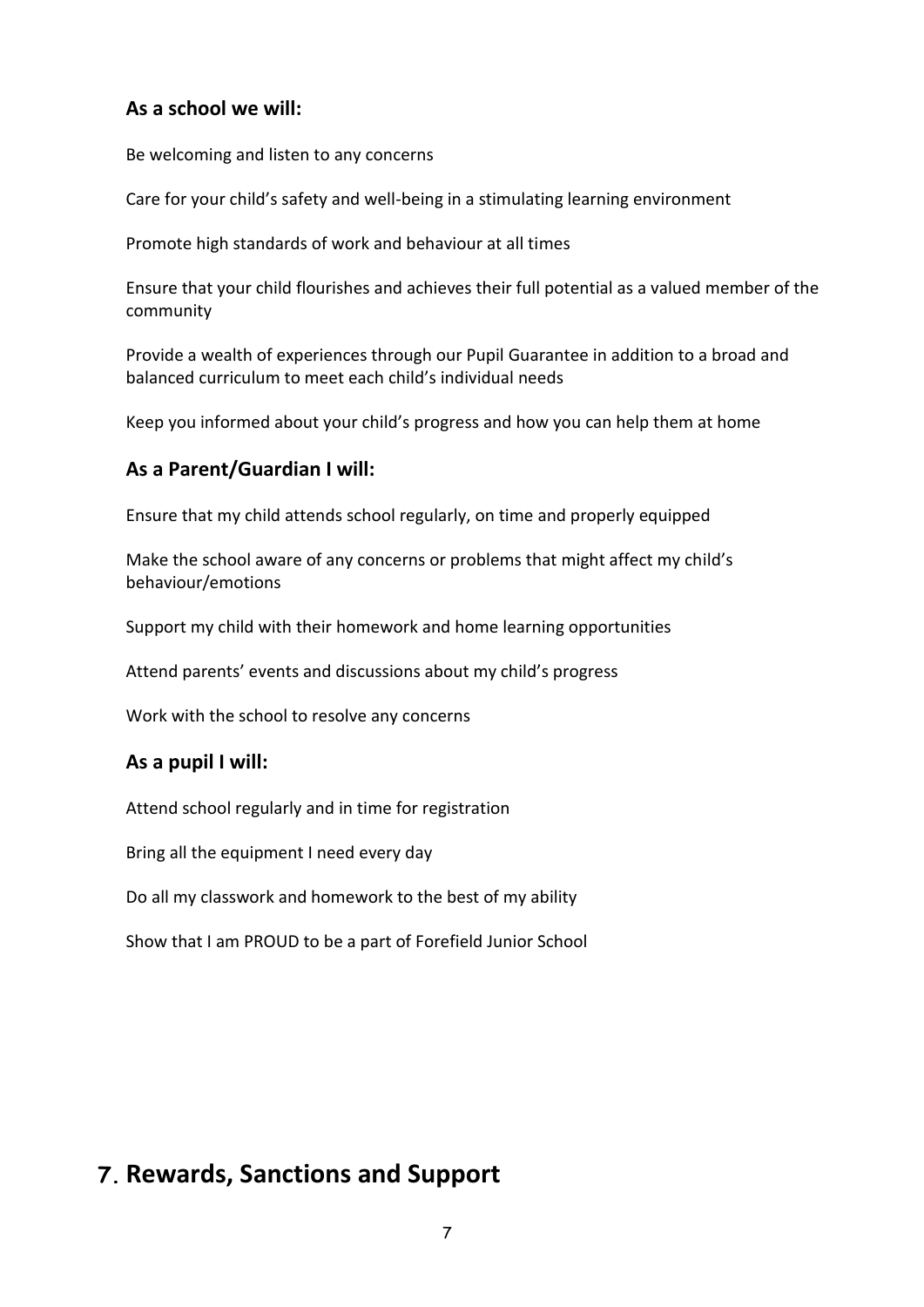### As a school we will:

Be welcoming and listen to any concerns

Care for your child's safety and well-being in a stimulating learning environment

Promote high standards of work and behaviour at all times

Ensure that your child flourishes and achieves their full potential as a valued member of the community

Provide a wealth of experiences through our Pupil Guarantee in addition to a broad and balanced curriculum to meet each child's individual needs

Keep you informed about your child's progress and how you can help them at home

### As a Parent/Guardian I will:

Ensure that my child attends school regularly, on time and properly equipped

Make the school aware of any concerns or problems that might affect my child's behaviour/emotions

Support my child with their homework and home learning opportunities

Attend parents' events and discussions about my child's progress

Work with the school to resolve any concerns

### As a pupil I will:

Attend school regularly and in time for registration

Bring all the equipment I need every day

Do all my classwork and homework to the best of my ability

Show that I am PROUD to be a part of Forefield Junior School

## 7. Rewards, Sanctions and Support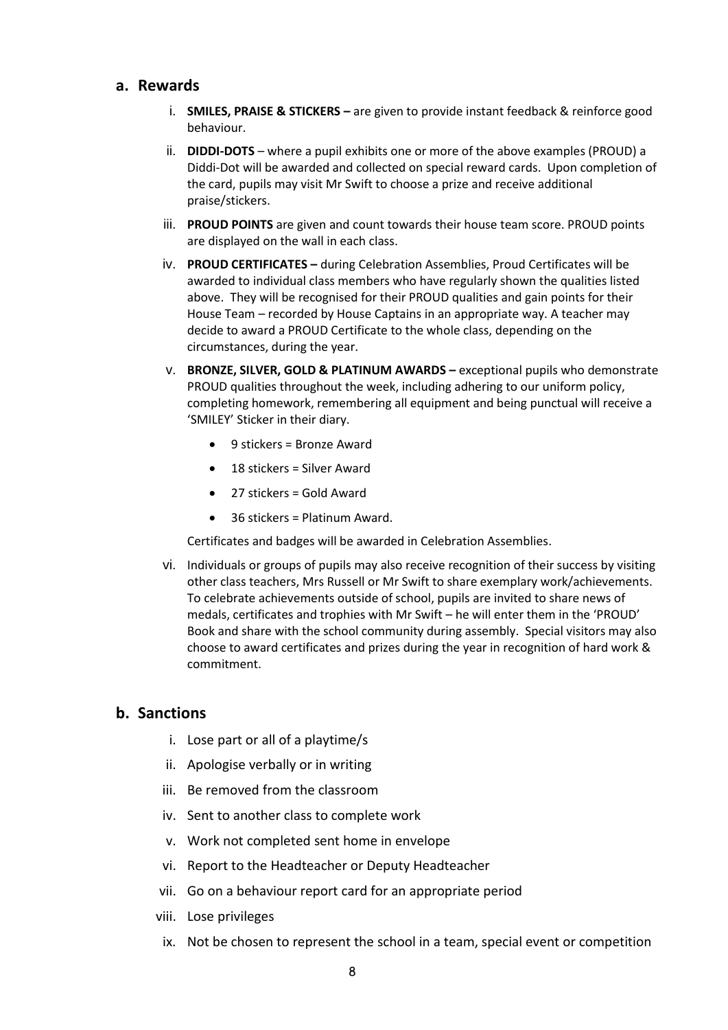## a. Rewards

i. **SMILES, PRAISE & STICKERS –** are given to provide instant feedback & reinforce good behaviour.

ii. **DIDDI-DOTS** – where a pupil exhibits one or more of the above examples (PROUD) a Diddi-Dot will be awarded and collected on special reward cards. Upon completion of the card, pupils may visit Mr Swift to choose a prize and receive additional praise/stickers.

iii. **PROUD POINTS** are given and count towards their house team score. PROUD points are displayed on the wall in each class.

iv. **PROUD CERTIFICATES –** during Celebration Assemblies, Proud Certificates will be awarded to individual class members who have regularly shown the qualities listed above. They will be recognised for their PROUD qualities and gain points for their House Team – recorded by House Captains in an appropriate way. A teacher may decide to award a PROUD Certificate to the whole class, depending on the circumstances, during the year.

v. **BRONZE, SILVER, GOLD & PLATINUM AWARDS –** exceptional pupils who demonstrate PROUD qualities throughout the week, including adhering to our uniform policy, completing homework, remembering all equipment and being punctual will receive a 'SMILEY' Sticker in their diary.

- 9 stickers = Bronze Award
- 18 stickers = Silver Award
- 27 stickers = Gold Award
- 36 stickers = Platinum Award.

Certificates and badges will be awarded in Celebration Assemblies.

vi. Individuals or groups of pupils may also receive recognition of their success by visiting other class teachers, Mrs Russell or Mr Swift to share exemplary work/achievements. To celebrate achievements outside of school, pupils are invited to share news of medals, certificates and trophies with Mr Swift – he will enter them in the 'PROUD' Book and share with the school community during assembly. Special visitors may also choose to award certificates and prizes during the year in recognition of hard work & commitment.

## b. Sanctions

i. Lose part or all of a playtime/s

ii. Apologise verbally or in writing

iii. Be removed from the classroom

iv. Sent to another class to complete work

v. Work not completed sent home in envelope

vi. Report to the Headteacher or Deputy Headteacher

vii. Go on a behaviour report card for an appropriate period

viii. Lose privileges

ix. Not be chosen to represent the school in a team, special event or competition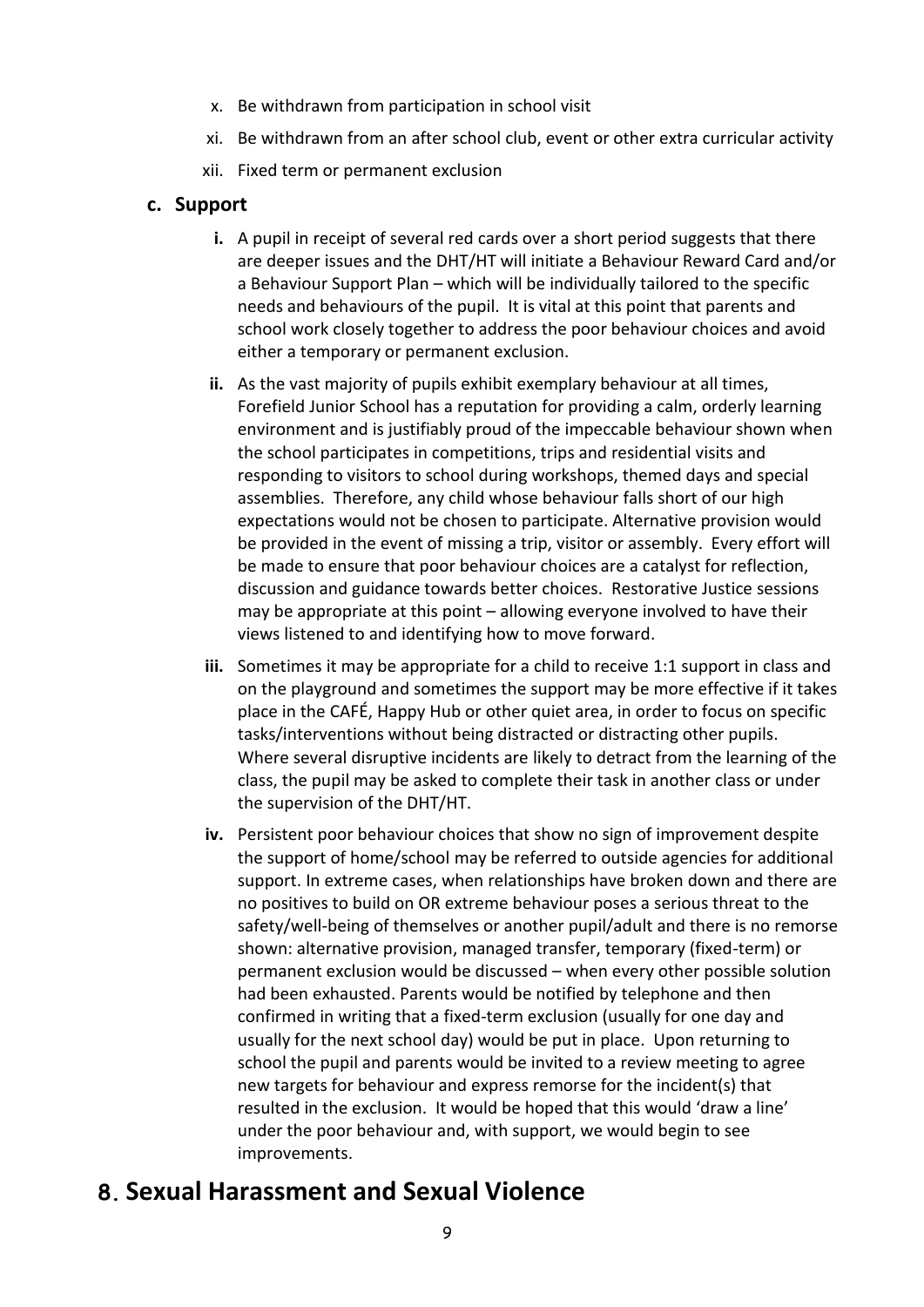x. Be withdrawn from participation in school visit

xi. Be withdrawn from an after school club, event or other extra curricular activity

xii. Fixed term or permanent exclusion

### c. Support

**i.** A pupil in receipt of several red cards over a short period suggests that there are deeper issues and the DHT/HT will initiate a Behaviour Reward Card and/or a Behaviour Support Plan – which will be individually tailored to the specific needs and behaviours of the pupil. It is vital at this point that parents and school work closely together to address the poor behaviour choices and avoid either a temporary or permanent exclusion.

**ii.** As the vast majority of pupils exhibit exemplary behaviour at all times, Forefield Junior School has a reputation for providing a calm, orderly learning environment and is justifiably proud of the impeccable behaviour shown when the school participates in competitions, trips and residential visits and responding to visitors to school during workshops, themed days and special assemblies. Therefore, any child whose behaviour falls short of our high expectations would not be chosen to participate. Alternative provision would be provided in the event of missing a trip, visitor or assembly. Every effort will be made to ensure that poor behaviour choices are a catalyst for reflection, discussion and guidance towards better choices. Restorative Justice sessions may be appropriate at this point – allowing everyone involved to have their views listened to and identifying how to move forward.

**iii.** Sometimes it may be appropriate for a child to receive 1:1 support in class and on the playground and sometimes the support may be more effective if it takes place in the CAFÉ, Happy Hub or other quiet area, in order to focus on specific tasks/interventions without being distracted or distracting other pupils. Where several disruptive incidents are likely to detract from the learning of the class, the pupil may be asked to complete their task in another class or under the supervision of the DHT/HT.

**iv.** Persistent poor behaviour choices that show no sign of improvement despite the support of home/school may be referred to outside agencies for additional support. In extreme cases, when relationships have broken down and there are no positives to build on OR extreme behaviour poses a serious threat to the safety/well-being of themselves or another pupil/adult and there is no remorse shown: alternative provision, managed transfer, temporary (fixed-term) or permanent exclusion would be discussed – when every other possible solution had been exhausted. Parents would be notified by telephone and then confirmed in writing that a fixed-term exclusion (usually for one day and usually for the next school day) would be put in place. Upon returning to school the pupil and parents would be invited to a review meeting to agree new targets for behaviour and express remorse for the incident(s) that resulted in the exclusion. It would be hoped that this would 'draw a line' under the poor behaviour and, with support, we would begin to see improvements.

## 8. Sexual Harassment and Sexual Violence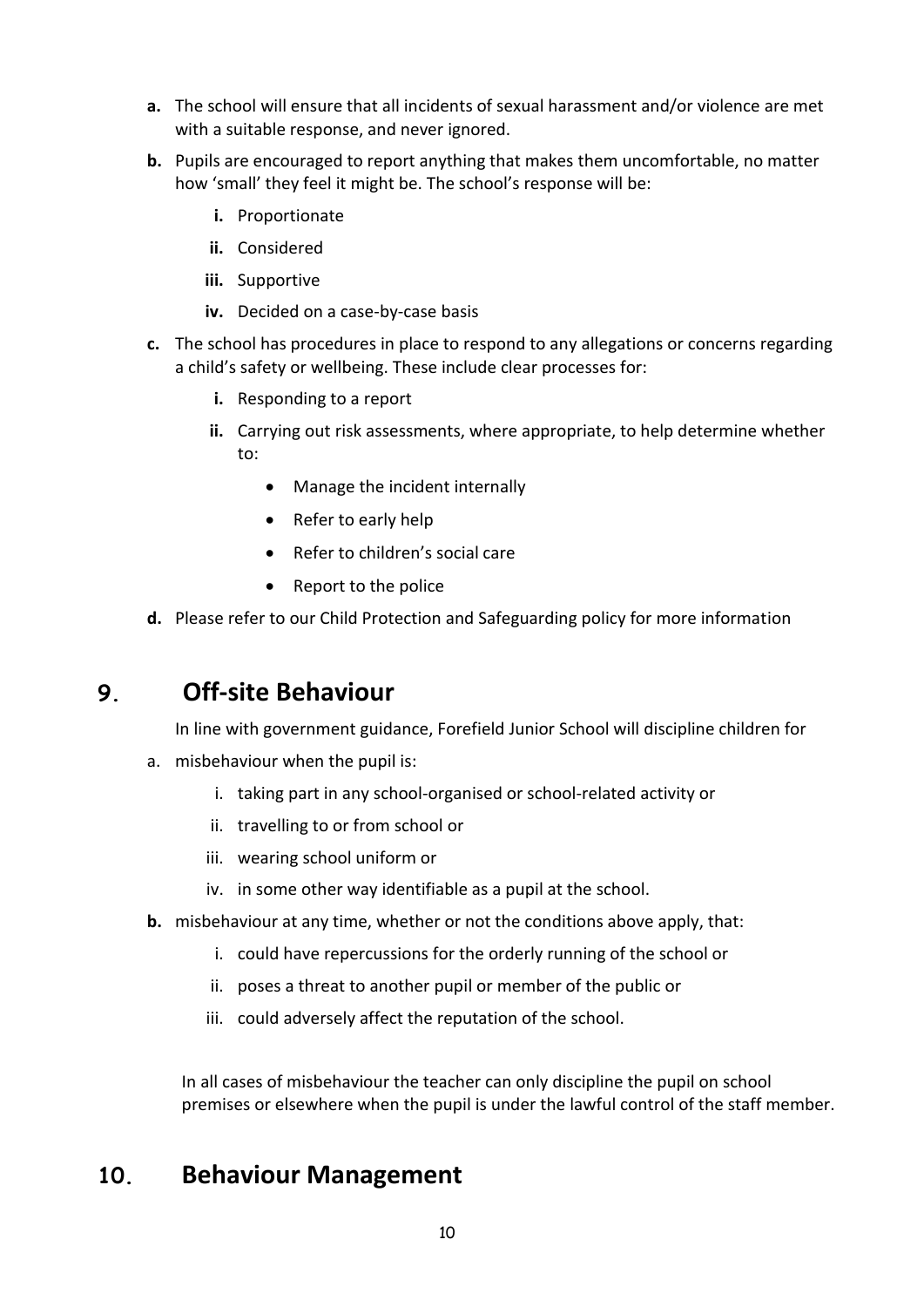**a.** The school will ensure that all incidents of sexual harassment and/or violence are met with a suitable response, and never ignored.

**b.** Pupils are encouraged to report anything that makes them uncomfortable, no matter how 'small' they feel it might be. The school's response will be:

   **i.** Proportionate

   **ii.** Considered

   **iii.** Supportive

   **iv.** Decided on a case-by-case basis

**c.** The school has procedures in place to respond to any allegations or concerns regarding a child's safety or wellbeing. These include clear processes for:

   **i.** Responding to a report

   **ii.** Carrying out risk assessments, where appropriate, to help determine whether to:

   - Manage the incident internally
   - Refer to early help
   - Refer to children's social care
   - Report to the police

**d.** Please refer to our Child Protection and Safeguarding policy for more information

## 9. Off-site Behaviour

In line with government guidance, Forefield Junior School will discipline children for

a. misbehaviour when the pupil is:

   i. taking part in any school-organised or school-related activity or

   ii. travelling to or from school or

   iii. wearing school uniform or

   iv. in some other way identifiable as a pupil at the school.

**b.** misbehaviour at any time, whether or not the conditions above apply, that:

   i. could have repercussions for the orderly running of the school or

   ii. poses a threat to another pupil or member of the public or

   iii. could adversely affect the reputation of the school.

In all cases of misbehaviour the teacher can only discipline the pupil on school premises or elsewhere when the pupil is under the lawful control of the staff member.

## 10. Behaviour Management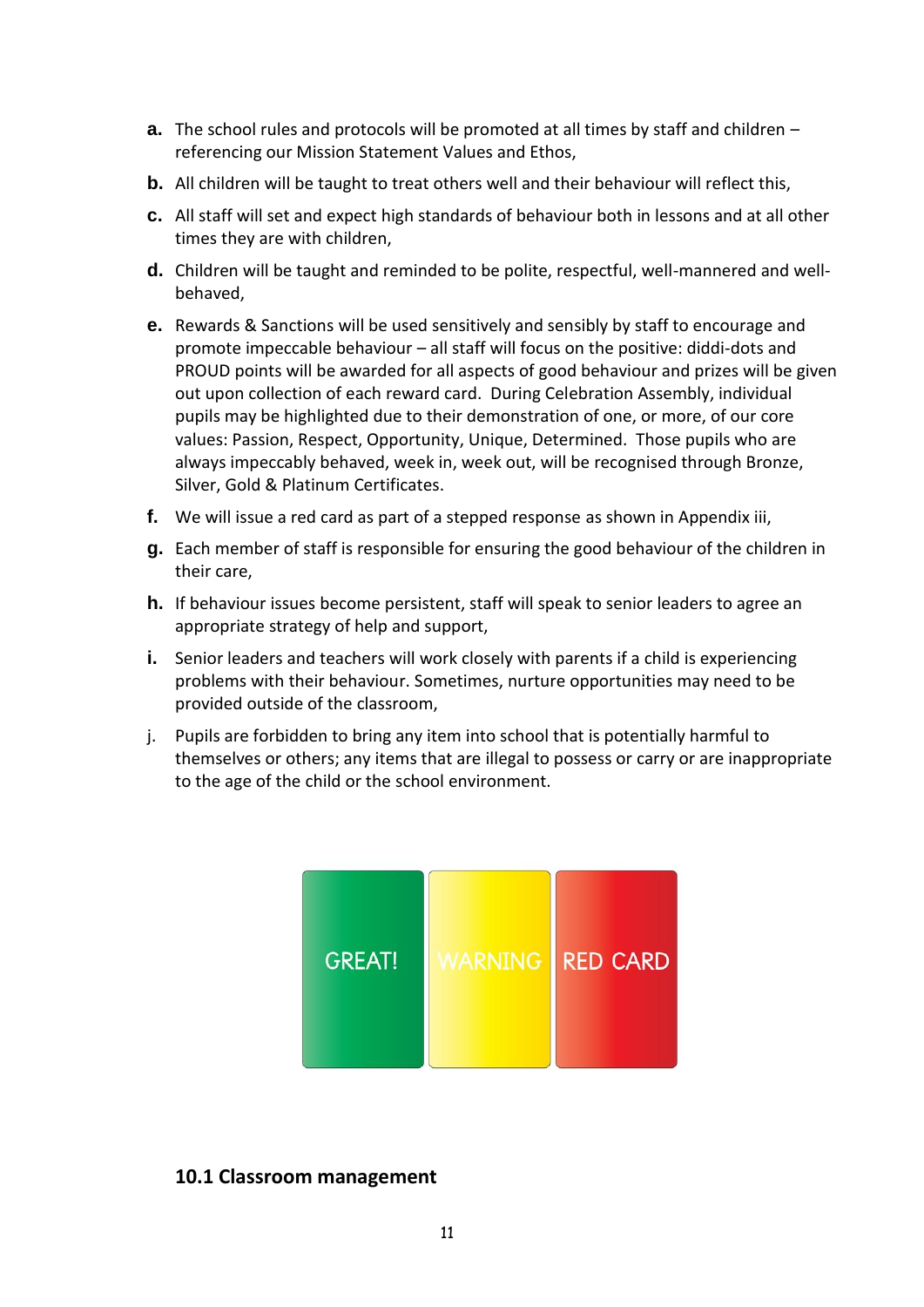a. The school rules and protocols will be promoted at all times by staff and children – referencing our Mission Statement Values and Ethos,

b. All children will be taught to treat others well and their behaviour will reflect this,

c. All staff will set and expect high standards of behaviour both in lessons and at all other times they are with children,

d. Children will be taught and reminded to be polite, respectful, well-mannered and well-behaved,

e. Rewards & Sanctions will be used sensitively and sensibly by staff to encourage and promote impeccable behaviour – all staff will focus on the positive: diddi-dots and PROUD points will be awarded for all aspects of good behaviour and prizes will be given out upon collection of each reward card. During Celebration Assembly, individual pupils may be highlighted due to their demonstration of one, or more, of our core values: Passion, Respect, Opportunity, Unique, Determined. Those pupils who are always impeccably behaved, week in, week out, will be recognised through Bronze, Silver, Gold & Platinum Certificates.

f. We will issue a red card as part of a stepped response as shown in Appendix iii,

g. Each member of staff is responsible for ensuring the good behaviour of the children in their care,

h. If behaviour issues become persistent, staff will speak to senior leaders to agree an appropriate strategy of help and support,

i. Senior leaders and teachers will work closely with parents if a child is experiencing problems with their behaviour. Sometimes, nurture opportunities may need to be provided outside of the classroom,

j. Pupils are forbidden to bring any item into school that is potentially harmful to themselves or others; any items that are illegal to possess or carry or are inappropriate to the age of the child or the school environment.

GREAT! WARNING RED CARD

## 10.1 Classroom management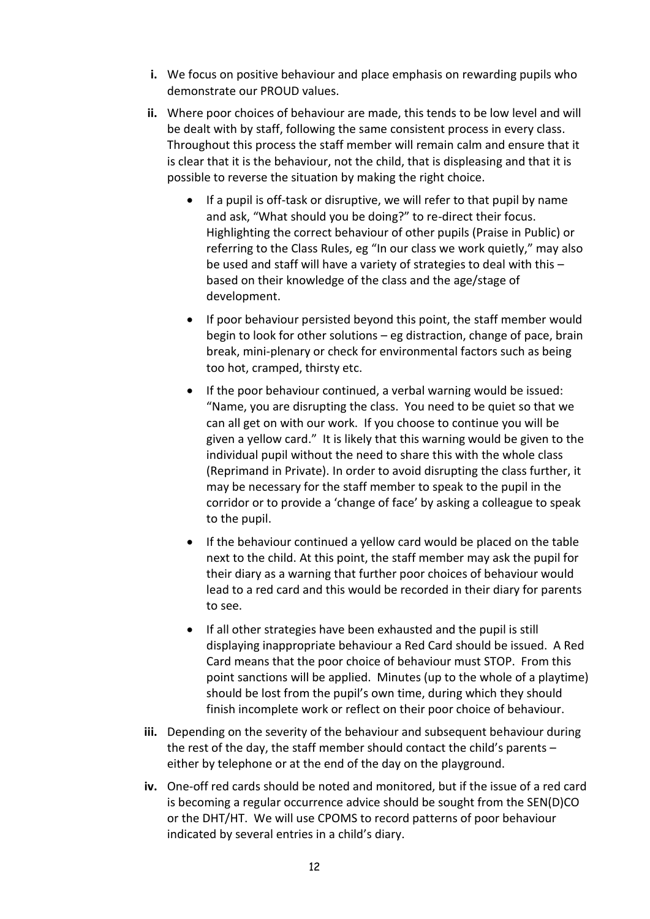i. We focus on positive behaviour and place emphasis on rewarding pupils who demonstrate our PROUD values.

ii. Where poor choices of behaviour are made, this tends to be low level and will be dealt with by staff, following the same consistent process in every class. Throughout this process the staff member will remain calm and ensure that it is clear that it is the behaviour, not the child, that is displeasing and that it is possible to reverse the situation by making the right choice.

- If a pupil is off-task or disruptive, we will refer to that pupil by name and ask, "What should you be doing?" to re-direct their focus. Highlighting the correct behaviour of other pupils (Praise in Public) or referring to the Class Rules, eg "In our class we work quietly," may also be used and staff will have a variety of strategies to deal with this – based on their knowledge of the class and the age/stage of development.
- If poor behaviour persisted beyond this point, the staff member would begin to look for other solutions – eg distraction, change of pace, brain break, mini-plenary or check for environmental factors such as being too hot, cramped, thirsty etc.
- If the poor behaviour continued, a verbal warning would be issued: "Name, you are disrupting the class. You need to be quiet so that we can all get on with our work. If you choose to continue you will be given a yellow card." It is likely that this warning would be given to the individual pupil without the need to share this with the whole class (Reprimand in Private). In order to avoid disrupting the class further, it may be necessary for the staff member to speak to the pupil in the corridor or to provide a 'change of face' by asking a colleague to speak to the pupil.
- If the behaviour continued a yellow card would be placed on the table next to the child. At this point, the staff member may ask the pupil for their diary as a warning that further poor choices of behaviour would lead to a red card and this would be recorded in their diary for parents to see.
- If all other strategies have been exhausted and the pupil is still displaying inappropriate behaviour a Red Card should be issued. A Red Card means that the poor choice of behaviour must STOP. From this point sanctions will be applied. Minutes (up to the whole of a playtime) should be lost from the pupil's own time, during which they should finish incomplete work or reflect on their poor choice of behaviour.

iii. Depending on the severity of the behaviour and subsequent behaviour during the rest of the day, the staff member should contact the child's parents – either by telephone or at the end of the day on the playground.

iv. One-off red cards should be noted and monitored, but if the issue of a red card is becoming a regular occurrence advice should be sought from the SEN(D)CO or the DHT/HT. We will use CPOMS to record patterns of poor behaviour indicated by several entries in a child's diary.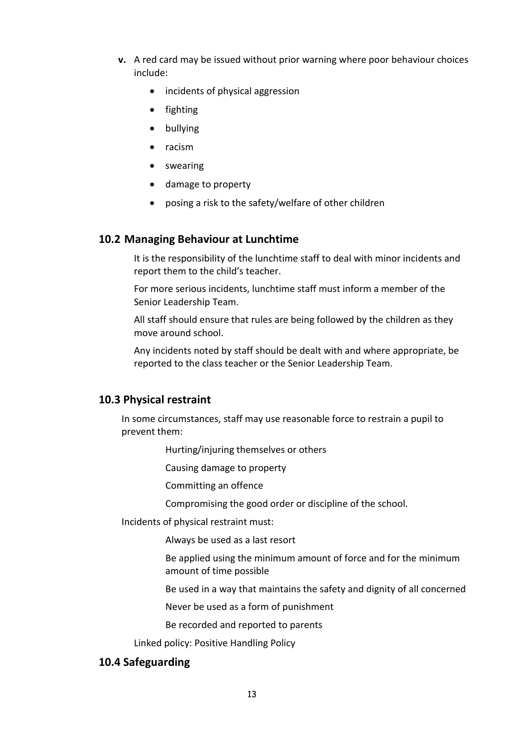**v.** A red card may be issued without prior warning where poor behaviour choices include:

- incidents of physical aggression
- fighting
- bullying
- racism
- swearing
- damage to property
- posing a risk to the safety/welfare of other children

## 10.2 Managing Behaviour at Lunchtime

It is the responsibility of the lunchtime staff to deal with minor incidents and report them to the child's teacher.

For more serious incidents, lunchtime staff must inform a member of the Senior Leadership Team.

All staff should ensure that rules are being followed by the children as they move around school.

Any incidents noted by staff should be dealt with and where appropriate, be reported to the class teacher or the Senior Leadership Team.

## 10.3 Physical restraint

In some circumstances, staff may use reasonable force to restrain a pupil to prevent them:

Hurting/injuring themselves or others

Causing damage to property

Committing an offence

Compromising the good order or discipline of the school.

Incidents of physical restraint must:

Always be used as a last resort

Be applied using the minimum amount of force and for the minimum amount of time possible

Be used in a way that maintains the safety and dignity of all concerned

Never be used as a form of punishment

Be recorded and reported to parents

Linked policy: Positive Handling Policy

## 10.4 Safeguarding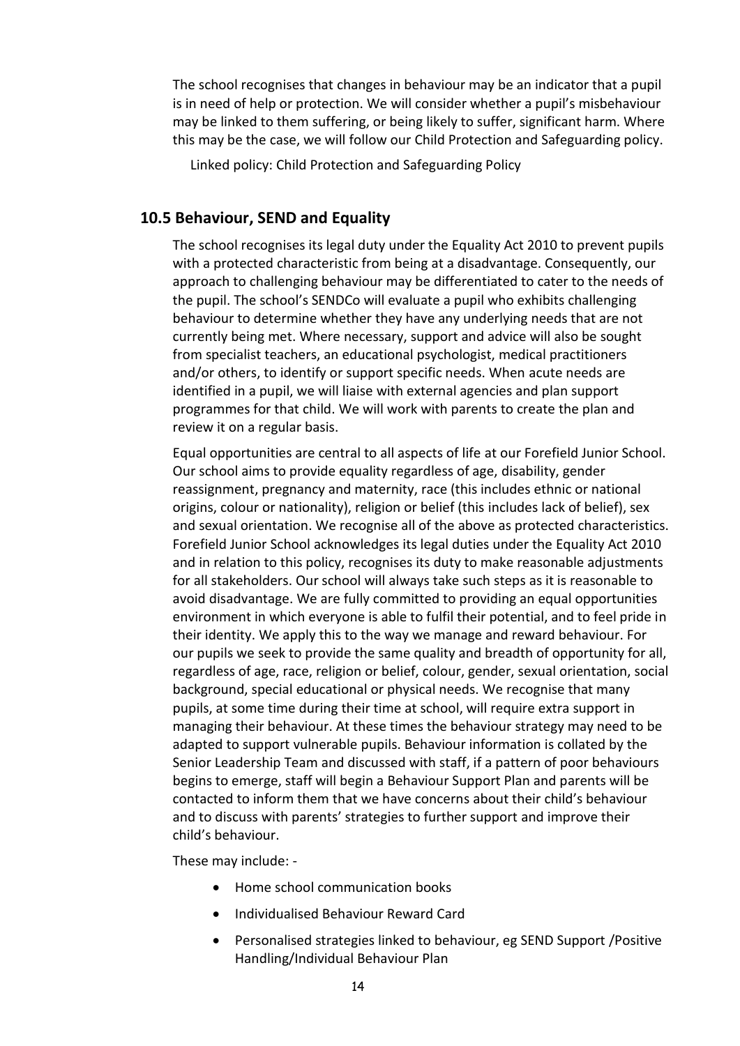The school recognises that changes in behaviour may be an indicator that a pupil is in need of help or protection. We will consider whether a pupil's misbehaviour may be linked to them suffering, or being likely to suffer, significant harm. Where this may be the case, we will follow our Child Protection and Safeguarding policy.

Linked policy: Child Protection and Safeguarding Policy

## 10.5 Behaviour, SEND and Equality

The school recognises its legal duty under the Equality Act 2010 to prevent pupils with a protected characteristic from being at a disadvantage. Consequently, our approach to challenging behaviour may be differentiated to cater to the needs of the pupil. The school's SENDCo will evaluate a pupil who exhibits challenging behaviour to determine whether they have any underlying needs that are not currently being met. Where necessary, support and advice will also be sought from specialist teachers, an educational psychologist, medical practitioners and/or others, to identify or support specific needs. When acute needs are identified in a pupil, we will liaise with external agencies and plan support programmes for that child. We will work with parents to create the plan and review it on a regular basis.

Equal opportunities are central to all aspects of life at our Forefield Junior School. Our school aims to provide equality regardless of age, disability, gender reassignment, pregnancy and maternity, race (this includes ethnic or national origins, colour or nationality), religion or belief (this includes lack of belief), sex and sexual orientation. We recognise all of the above as protected characteristics. Forefield Junior School acknowledges its legal duties under the Equality Act 2010 and in relation to this policy, recognises its duty to make reasonable adjustments for all stakeholders. Our school will always take such steps as it is reasonable to avoid disadvantage. We are fully committed to providing an equal opportunities environment in which everyone is able to fulfil their potential, and to feel pride in their identity. We apply this to the way we manage and reward behaviour. For our pupils we seek to provide the same quality and breadth of opportunity for all, regardless of age, race, religion or belief, colour, gender, sexual orientation, social background, special educational or physical needs. We recognise that many pupils, at some time during their time at school, will require extra support in managing their behaviour. At these times the behaviour strategy may need to be adapted to support vulnerable pupils. Behaviour information is collated by the Senior Leadership Team and discussed with staff, if a pattern of poor behaviours begins to emerge, staff will begin a Behaviour Support Plan and parents will be contacted to inform them that we have concerns about their child's behaviour and to discuss with parents' strategies to further support and improve their child's behaviour.

These may include: -

- Home school communication books
- Individualised Behaviour Reward Card
- Personalised strategies linked to behaviour, eg SEND Support /Positive Handling/Individual Behaviour Plan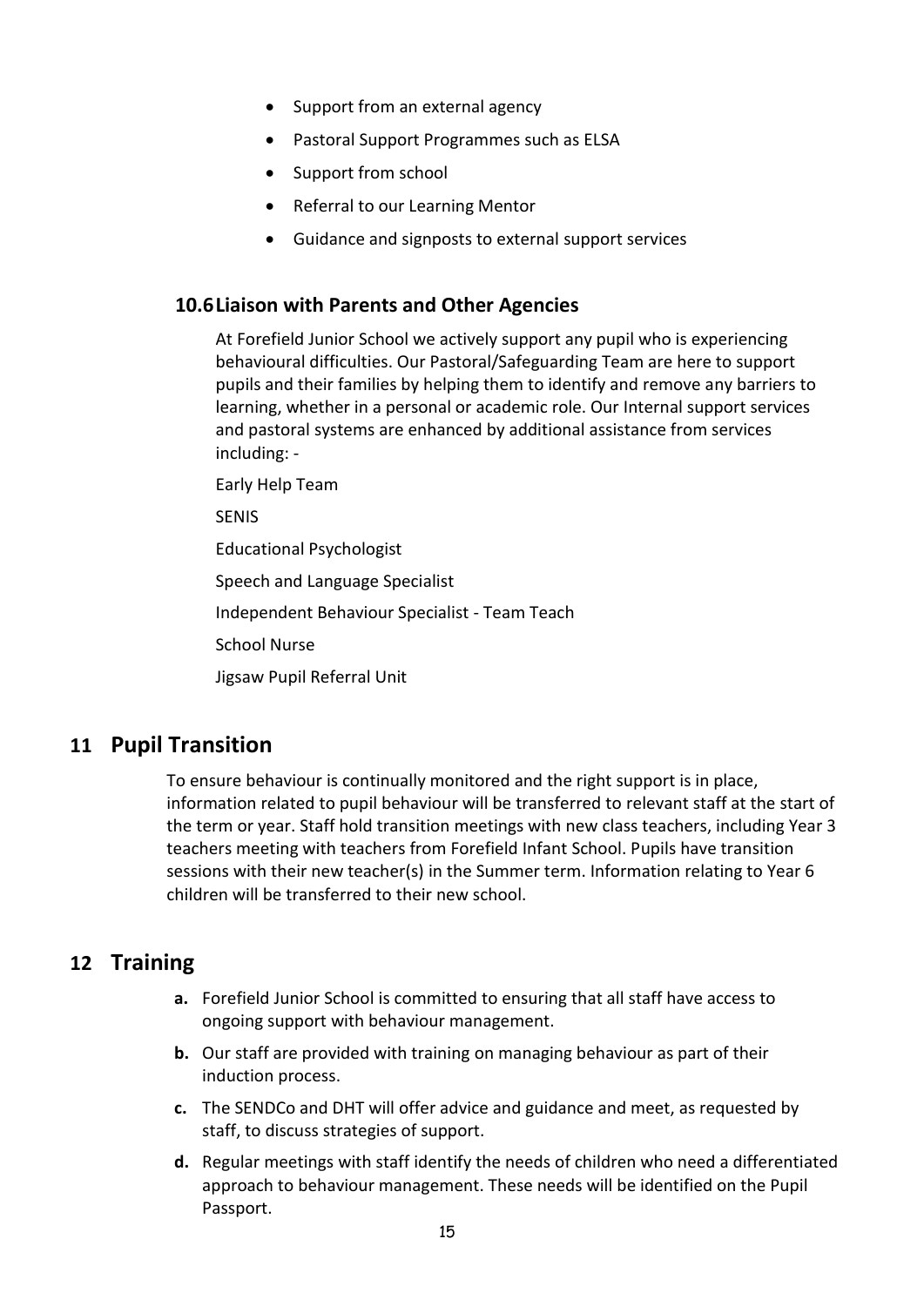- Support from an external agency
- Pastoral Support Programmes such as ELSA
- Support from school
- Referral to our Learning Mentor
- Guidance and signposts to external support services

### 10.6 Liaison with Parents and Other Agencies

At Forefield Junior School we actively support any pupil who is experiencing behavioural difficulties. Our Pastoral/Safeguarding Team are here to support pupils and their families by helping them to identify and remove any barriers to learning, whether in a personal or academic role. Our Internal support services and pastoral systems are enhanced by additional assistance from services including: -

Early Help Team

SENIS

Educational Psychologist

Speech and Language Specialist

Independent Behaviour Specialist - Team Teach

School Nurse

Jigsaw Pupil Referral Unit

## 11 Pupil Transition

To ensure behaviour is continually monitored and the right support is in place, information related to pupil behaviour will be transferred to relevant staff at the start of the term or year. Staff hold transition meetings with new class teachers, including Year 3 teachers meeting with teachers from Forefield Infant School. Pupils have transition sessions with their new teacher(s) in the Summer term. Information relating to Year 6 children will be transferred to their new school.

## 12 Training

**a.** Forefield Junior School is committed to ensuring that all staff have access to ongoing support with behaviour management.

**b.** Our staff are provided with training on managing behaviour as part of their induction process.

**c.** The SENDCo and DHT will offer advice and guidance and meet, as requested by staff, to discuss strategies of support.

**d.** Regular meetings with staff identify the needs of children who need a differentiated approach to behaviour management. These needs will be identified on the Pupil Passport.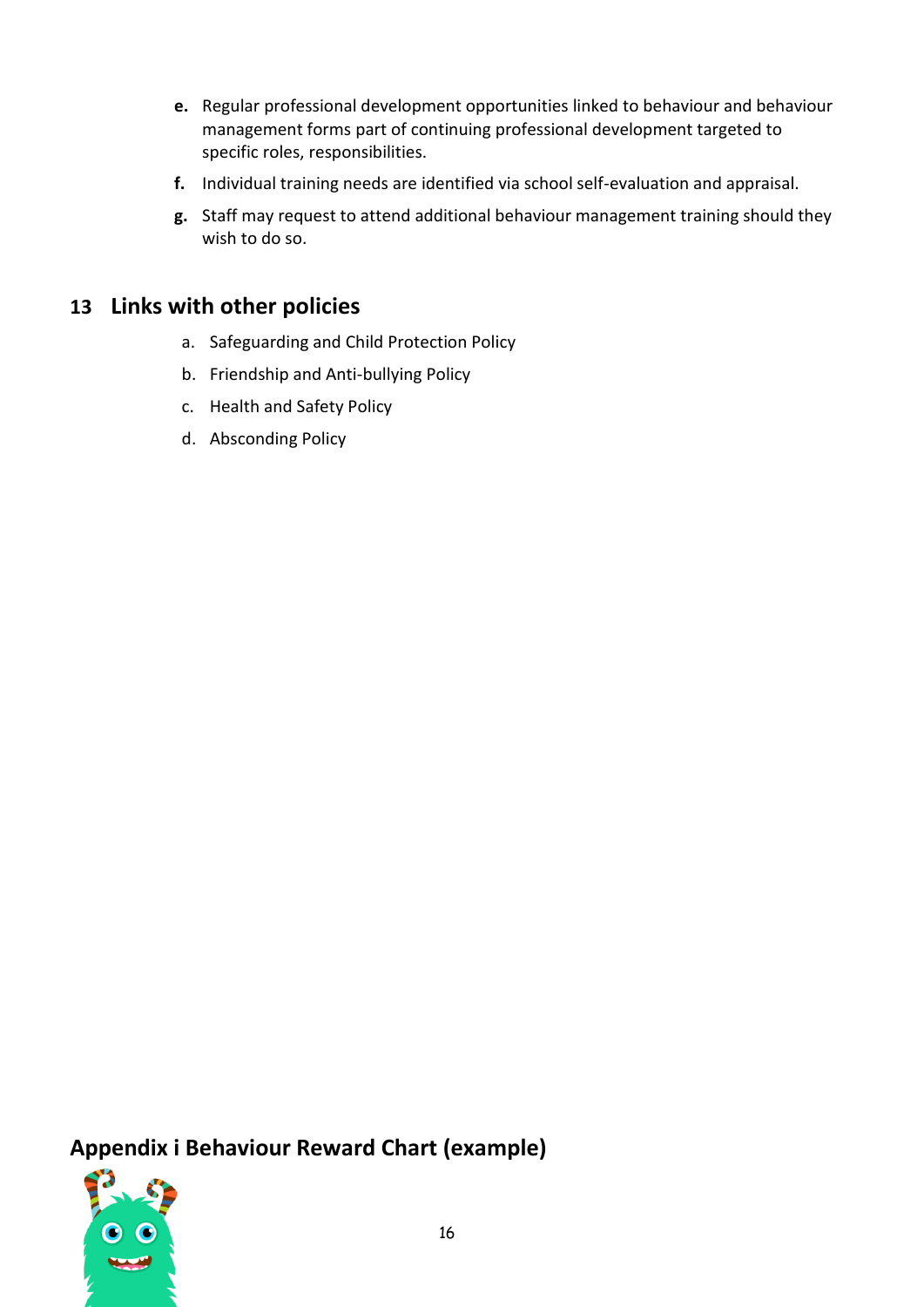e. Regular professional development opportunities linked to behaviour and behaviour management forms part of continuing professional development targeted to specific roles, responsibilities.

f. Individual training needs are identified via school self-evaluation and appraisal.

g. Staff may request to attend additional behaviour management training should they wish to do so.

## 13 Links with other policies

a. Safeguarding and Child Protection Policy

b. Friendship and Anti-bullying Policy

c. Health and Safety Policy

d. Absconding Policy

## Appendix i Behaviour Reward Chart (example)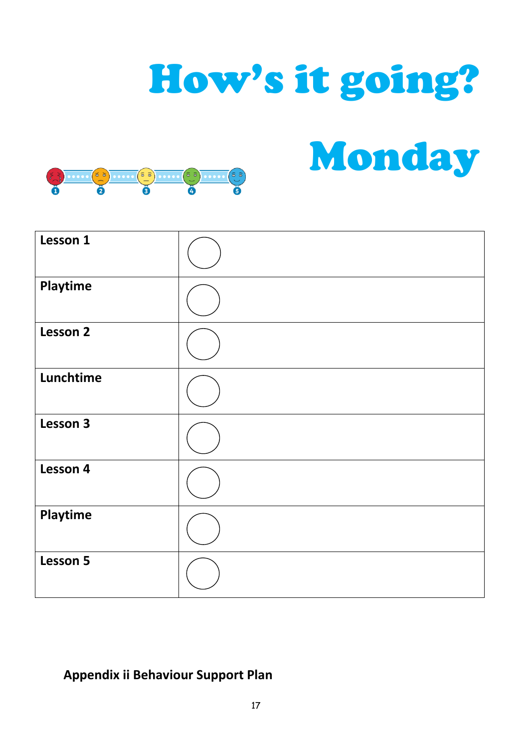# How's it going?

# Monday

1 2 3 4 5

| Lesson 1 | |
|---|---|
| Playtime | |
| Lesson 2 | |
| Lunchtime | |
| Lesson 3 | |
| Lesson 4 | |
| Playtime | |
| Lesson 5 | |

**Appendix ii Behaviour Support Plan**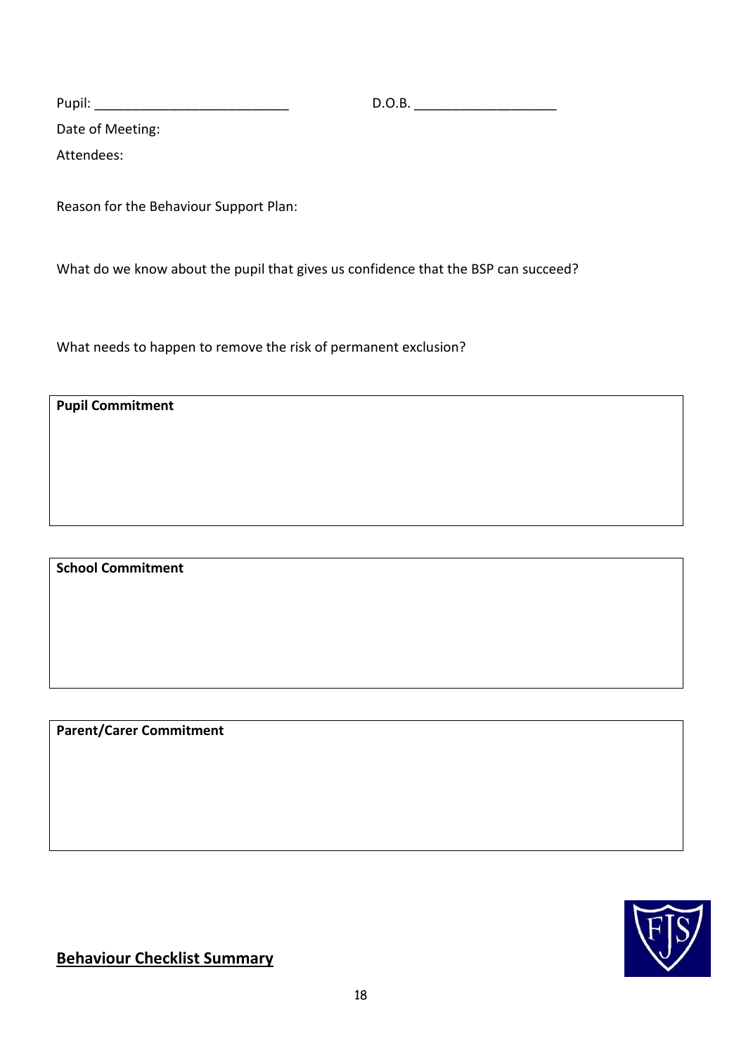Pupil: ___________________________ D.O.B. ____________________

Date of Meeting:

Attendees:

Reason for the Behaviour Support Plan:

What do we know about the pupil that gives us confidence that the BSP can succeed?

What needs to happen to remove the risk of permanent exclusion?

| **Pupil Commitment** |
| --- |
| |

| **School Commitment** |
| --- |
| |

| **Parent/Carer Commitment** |
| --- |
| |

## Behaviour Checklist Summary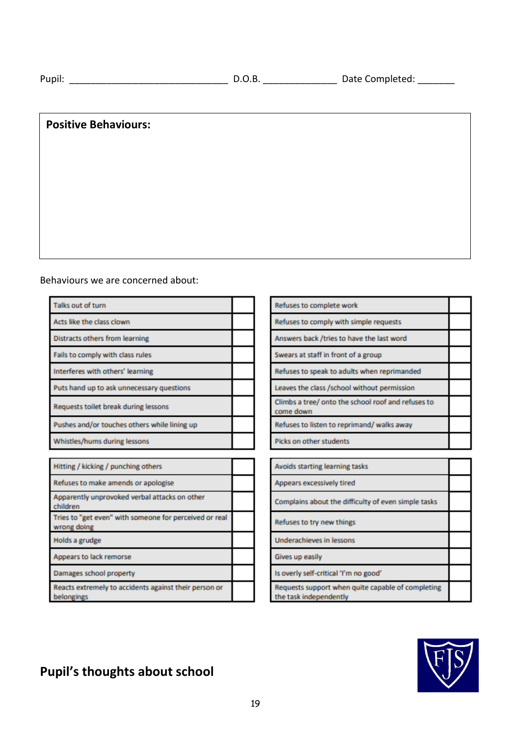Pupil: _______________________________ D.O.B. ______________ Date Completed: _______

**Positive Behaviours:**

Behaviours we are concerned about:

| Behaviour | |
|---|---|
| Talks out of turn | |
| Acts like the class clown | |
| Distracts others from learning | |
| Fails to comply with class rules | |
| Interferes with others' learning | |
| Puts hand up to ask unnecessary questions | |
| Requests toilet break during lessons | |
| Pushes and/or touches others while lining up | |
| Whistles/hums during lessons | |

| Behaviour | |
|---|---|
| Refuses to complete work | |
| Refuses to comply with simple requests | |
| Answers back /tries to have the last word | |
| Swears at staff in front of a group | |
| Refuses to speak to adults when reprimanded | |
| Leaves the class /school without permission | |
| Climbs a tree/ onto the school roof and refuses to come down | |
| Refuses to listen to reprimand/ walks away | |
| Picks on other students | |

| Behaviour | |
|---|---|
| Hitting / kicking / punching others | |
| Refuses to make amends or apologise | |
| Apparently unprovoked verbal attacks on other children | |
| Tries to "get even" with someone for perceived or real wrong doing | |
| Holds a grudge | |
| Appears to lack remorse | |
| Damages school property | |
| Reacts extremely to accidents against their person or belongings | |

| Behaviour | |
|---|---|
| Avoids starting learning tasks | |
| Appears excessively tired | |
| Complains about the difficulty of even simple tasks | |
| Refuses to try new things | |
| Underachieves in lessons | |
| Gives up easily | |
| Is overly self-critical 'I'm no good' | |
| Requests support when quite capable of completing the task independently | |

## Pupil's thoughts about school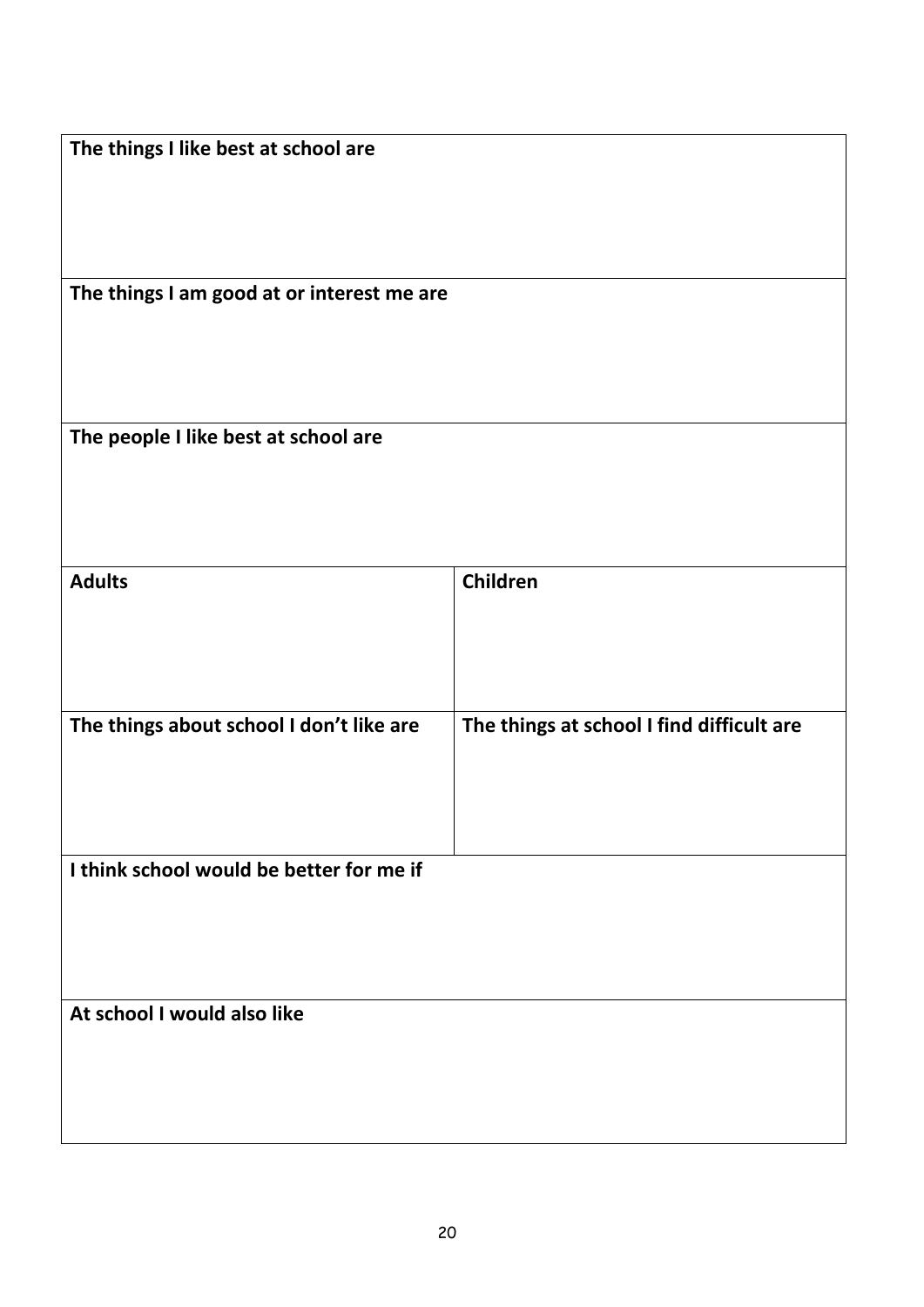| The things I like best at school are | |
|---|---|
| **The things I am good at or interest me are** | |
| **The people I like best at school are** | |
| **Adults** | **Children** |
| **The things about school I don't like are** | **The things at school I find difficult are** |
| **I think school would be better for me if** | |
| **At school I would also like** | |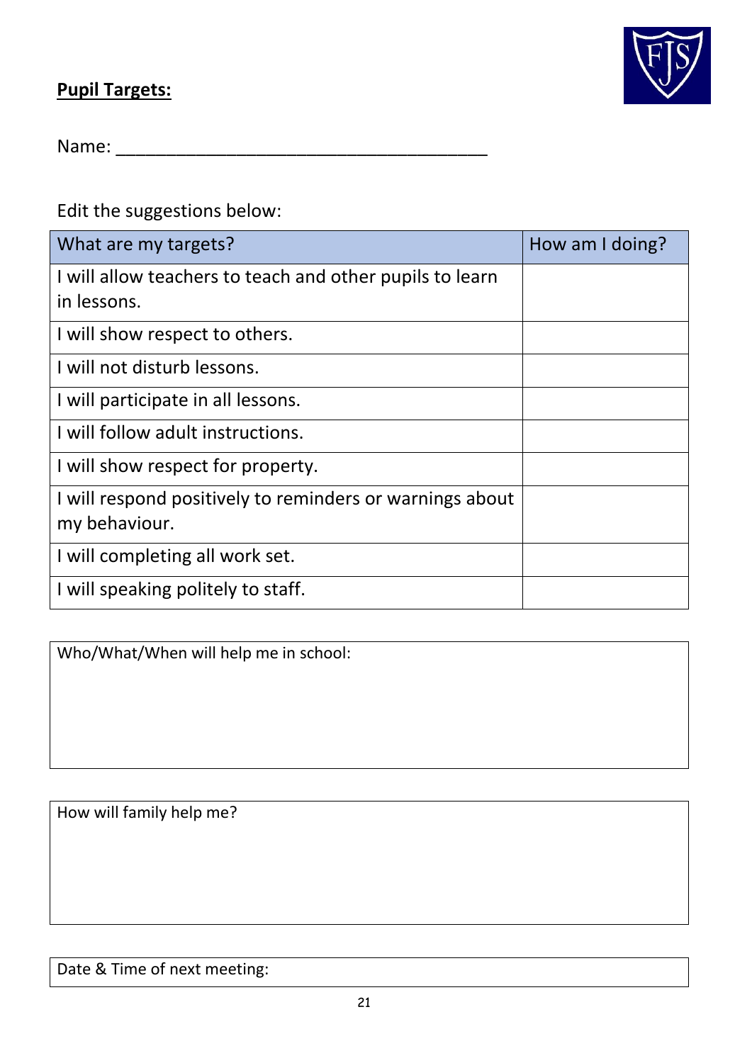**Pupil Targets:**

Name: ______________________________________

Edit the suggestions below:

| What are my targets? | How am I doing? |
|---|---|
| I will allow teachers to teach and other pupils to learn in lessons. | |
| I will show respect to others. | |
| I will not disturb lessons. | |
| I will participate in all lessons. | |
| I will follow adult instructions. | |
| I will show respect for property. | |
| I will respond positively to reminders or warnings about my behaviour. | |
| I will completing all work set. | |
| I will speaking politely to staff. | |

| Who/What/When will help me in school: |
|---|
| |

| How will family help me? |
|---|
| |

| Date & Time of next meeting: |
|---|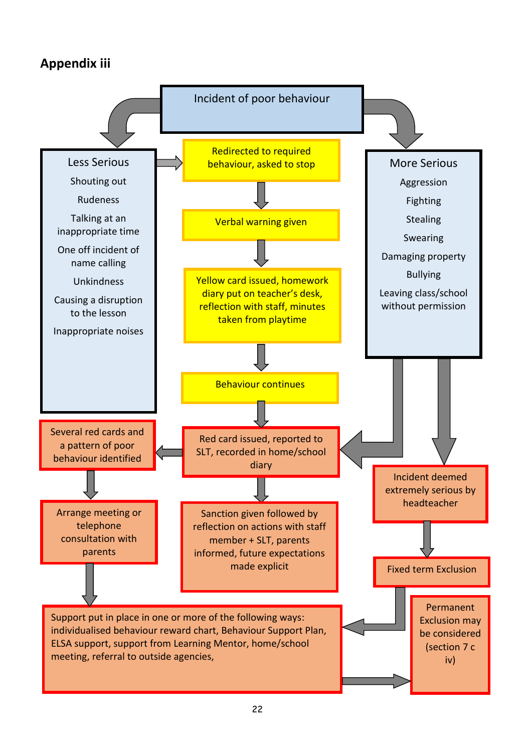## Appendix iii

Incident of poor behaviour

**Less Serious**

Shouting out

Rudeness

Talking at an inappropriate time

One off incident of name calling

Unkindness

Causing a disruption to the lesson

Inappropriate noises

Redirected to required behaviour, asked to stop

Verbal warning given

Yellow card issued, homework diary put on teacher's desk, reflection with staff, minutes taken from playtime

Behaviour continues

**More Serious**

Aggression

Fighting

Stealing

Swearing

Damaging property

Bullying

Leaving class/school without permission

Red card issued, reported to SLT, recorded in home/school diary

Several red cards and a pattern of poor behaviour identified

Arrange meeting or telephone consultation with parents

Sanction given followed by reflection on actions with staff member + SLT, parents informed, future expectations made explicit

Incident deemed extremely serious by headteacher

Fixed term Exclusion

Support put in place in one or more of the following ways: individualised behaviour reward chart, Behaviour Support Plan, ELSA support, support from Learning Mentor, home/school meeting, referral to outside agencies,

Permanent Exclusion may be considered (section 7 c iv)